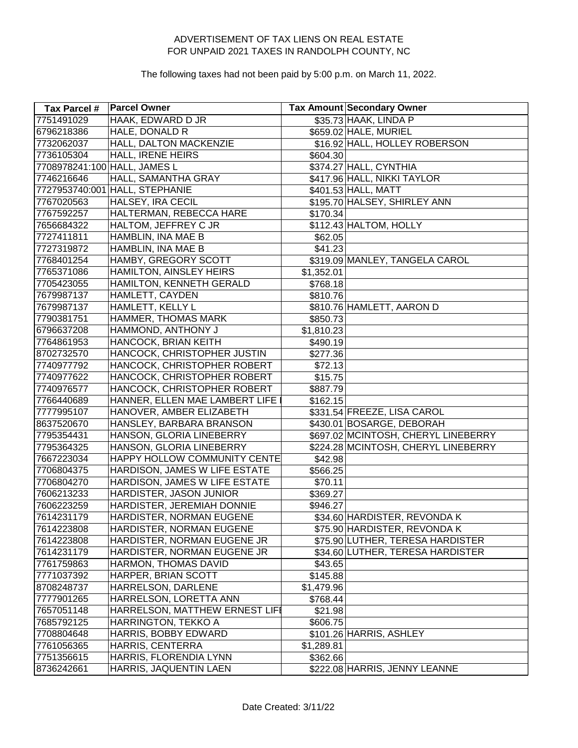ADVERTISEMENT OF TAX LIENS ON REAL ESTATE
FOR UNPAID 2021 TAXES IN RANDOLPH COUNTY, NC

The following taxes had not been paid by 5:00 p.m. on March 11, 2022.

| Tax Parcel # | Parcel Owner | Tax Amount | Secondary Owner |
|---|---|---|---|
| 7751491029 | HAAK, EDWARD D JR | $35.73 | HAAK, LINDA P |
| 6796218386 | HALE, DONALD R | $659.02 | HALE, MURIEL |
| 7732062037 | HALL, DALTON MACKENZIE | $16.92 | HALL, HOLLEY ROBERSON |
| 7736105304 | HALL, IRENE HEIRS | $604.30 | |
| 7708978241:100 | HALL, JAMES L | $374.27 | HALL, CYNTHIA |
| 7746216646 | HALL, SAMANTHA GRAY | $417.96 | HALL, NIKKI TAYLOR |
| 7727953740:001 | HALL, STEPHANIE | $401.53 | HALL, MATT |
| 7767020563 | HALSEY, IRA CECIL | $195.70 | HALSEY, SHIRLEY ANN |
| 7767592257 | HALTERMAN, REBECCA HARE | $170.34 | |
| 7656684322 | HALTOM, JEFFREY C JR | $112.43 | HALTOM, HOLLY |
| 7727411811 | HAMBLIN, INA MAE B | $62.05 | |
| 7727319872 | HAMBLIN, INA MAE B | $41.23 | |
| 7768401254 | HAMBY, GREGORY SCOTT | $319.09 | MANLEY, TANGELA CAROL |
| 7765371086 | HAMILTON, AINSLEY HEIRS | $1,352.01 | |
| 7705423055 | HAMILTON, KENNETH GERALD | $768.18 | |
| 7679987137 | HAMLETT, CAYDEN | $810.76 | |
| 7679987137 | HAMLETT, KELLY L | $810.76 | HAMLETT, AARON D |
| 7790381751 | HAMMER, THOMAS MARK | $850.73 | |
| 6796637208 | HAMMOND, ANTHONY J | $1,810.23 | |
| 7764861953 | HANCOCK, BRIAN KEITH | $490.19 | |
| 8702732570 | HANCOCK, CHRISTOPHER JUSTIN | $277.36 | |
| 7740977792 | HANCOCK, CHRISTOPHER ROBERT | $72.13 | |
| 7740977622 | HANCOCK, CHRISTOPHER ROBERT | $15.75 | |
| 7740976577 | HANCOCK, CHRISTOPHER ROBERT | $887.79 | |
| 7766440689 | HANNER, ELLEN MAE LAMBERT LIFE I | $162.15 | |
| 7777995107 | HANOVER, AMBER ELIZABETH | $331.54 | FREEZE, LISA CAROL |
| 8637520670 | HANSLEY, BARBARA BRANSON | $430.01 | BOSARGE, DEBORAH |
| 7795354431 | HANSON, GLORIA LINEBERRY | $697.02 | MCINTOSH, CHERYL LINEBERRY |
| 7795364325 | HANSON, GLORIA LINEBERRY | $224.28 | MCINTOSH, CHERYL LINEBERRY |
| 7667223034 | HAPPY HOLLOW COMMUNITY CENTE | $42.98 | |
| 7706804375 | HARDISON, JAMES W LIFE ESTATE | $566.25 | |
| 7706804270 | HARDISON, JAMES W LIFE ESTATE | $70.11 | |
| 7606213233 | HARDISTER, JASON JUNIOR | $369.27 | |
| 7606223259 | HARDISTER, JEREMIAH DONNIE | $946.27 | |
| 7614231179 | HARDISTER, NORMAN EUGENE | $34.60 | HARDISTER, REVONDA K |
| 7614223808 | HARDISTER, NORMAN EUGENE | $75.90 | HARDISTER, REVONDA K |
| 7614223808 | HARDISTER, NORMAN EUGENE JR | $75.90 | LUTHER, TERESA HARDISTER |
| 7614231179 | HARDISTER, NORMAN EUGENE JR | $34.60 | LUTHER, TERESA HARDISTER |
| 7761759863 | HARMON, THOMAS DAVID | $43.65 | |
| 7771037392 | HARPER, BRIAN SCOTT | $145.88 | |
| 8708248737 | HARRELSON, DARLENE | $1,479.96 | |
| 7777901265 | HARRELSON, LORETTA ANN | $768.44 | |
| 7657051148 | HARRELSON, MATTHEW ERNEST LIFE | $21.98 | |
| 7685792125 | HARRINGTON, TEKKO A | $606.75 | |
| 7708804648 | HARRIS, BOBBY EDWARD | $101.26 | HARRIS, ASHLEY |
| 7761056365 | HARRIS, CENTERRA | $1,289.81 | |
| 7751356615 | HARRIS, FLORENDIA LYNN | $362.66 | |
| 8736242661 | HARRIS, JAQUENTIN LAEN | $222.08 | HARRIS, JENNY LEANNE |

Date Created: 3/11/22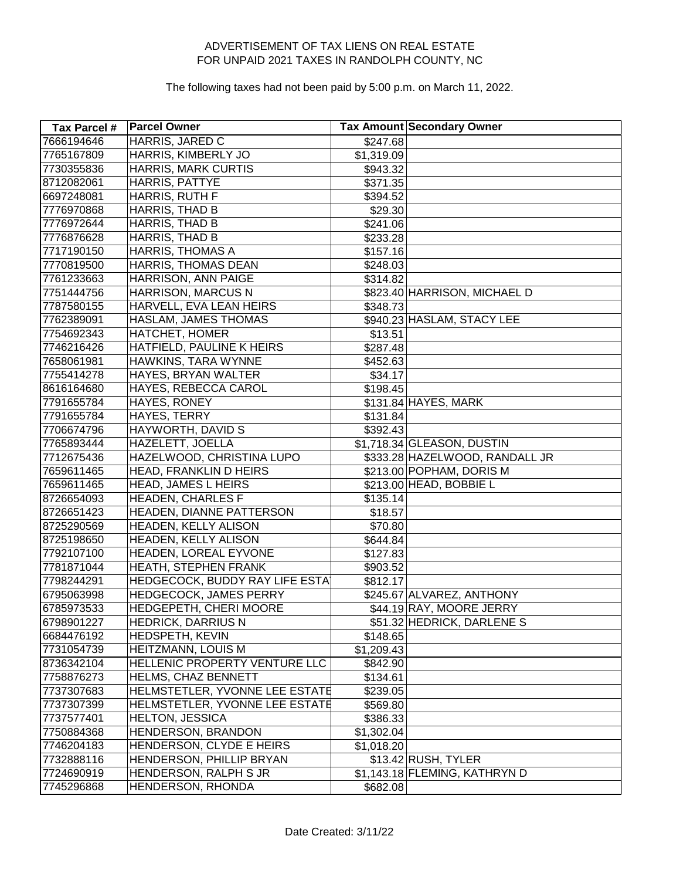ADVERTISEMENT OF TAX LIENS ON REAL ESTATE
FOR UNPAID 2021 TAXES IN RANDOLPH COUNTY, NC

The following taxes had not been paid by 5:00 p.m. on March 11, 2022.

| Tax Parcel # | Parcel Owner | Tax Amount | Secondary Owner |
|---|---|---|---|
| 7666194646 | HARRIS, JARED C | $247.68 | |
| 7765167809 | HARRIS, KIMBERLY JO | $1,319.09 | |
| 7730355836 | HARRIS, MARK CURTIS | $943.32 | |
| 8712082061 | HARRIS, PATTYE | $371.35 | |
| 6697248081 | HARRIS, RUTH F | $394.52 | |
| 7776970868 | HARRIS, THAD B | $29.30 | |
| 7776972644 | HARRIS, THAD B | $241.06 | |
| 7776876628 | HARRIS, THAD B | $233.28 | |
| 7717190150 | HARRIS, THOMAS A | $157.16 | |
| 7770819500 | HARRIS, THOMAS DEAN | $248.03 | |
| 7761233663 | HARRISON, ANN PAIGE | $314.82 | |
| 7751444756 | HARRISON, MARCUS N | $823.40 | HARRISON, MICHAEL D |
| 7787580155 | HARVELL, EVA LEAN HEIRS | $348.73 | |
| 7762389091 | HASLAM, JAMES THOMAS | $940.23 | HASLAM, STACY LEE |
| 7754692343 | HATCHET, HOMER | $13.51 | |
| 7746216426 | HATFIELD, PAULINE K HEIRS | $287.48 | |
| 7658061981 | HAWKINS, TARA WYNNE | $452.63 | |
| 7755414278 | HAYES, BRYAN WALTER | $34.17 | |
| 8616164680 | HAYES, REBECCA CAROL | $198.45 | |
| 7791655784 | HAYES, RONEY | $131.84 | HAYES, MARK |
| 7791655784 | HAYES, TERRY | $131.84 | |
| 7706674796 | HAYWORTH, DAVID S | $392.43 | |
| 7765893444 | HAZELETT, JOELLA | $1,718.34 | GLEASON, DUSTIN |
| 7712675436 | HAZELWOOD, CHRISTINA LUPO | $333.28 | HAZELWOOD, RANDALL JR |
| 7659611465 | HEAD, FRANKLIN D HEIRS | $213.00 | POPHAM, DORIS M |
| 7659611465 | HEAD, JAMES L HEIRS | $213.00 | HEAD, BOBBIE L |
| 8726654093 | HEADEN, CHARLES F | $135.14 | |
| 8726651423 | HEADEN, DIANNE PATTERSON | $18.57 | |
| 8725290569 | HEADEN, KELLY ALISON | $70.80 | |
| 8725198650 | HEADEN, KELLY ALISON | $644.84 | |
| 7792107100 | HEADEN, LOREAL EYVONE | $127.83 | |
| 7781871044 | HEATH, STEPHEN FRANK | $903.52 | |
| 7798244291 | HEDGECOCK, BUDDY RAY LIFE ESTA | $812.17 | |
| 6795063998 | HEDGECOCK, JAMES PERRY | $245.67 | ALVAREZ, ANTHONY |
| 6785973533 | HEDGEPETH, CHERI MOORE | $44.19 | RAY, MOORE JERRY |
| 6798901227 | HEDRICK, DARRIUS N | $51.32 | HEDRICK, DARLENE S |
| 6684476192 | HEDSPETH, KEVIN | $148.65 | |
| 7731054739 | HEITZMANN, LOUIS M | $1,209.43 | |
| 8736342104 | HELLENIC PROPERTY VENTURE LLC | $842.90 | |
| 7758876273 | HELMS, CHAZ BENNETT | $134.61 | |
| 7737307683 | HELMSTETLER, YVONNE LEE ESTATE | $239.05 | |
| 7737307399 | HELMSTETLER, YVONNE LEE ESTATE | $569.80 | |
| 7737577401 | HELTON, JESSICA | $386.33 | |
| 7750884368 | HENDERSON, BRANDON | $1,302.04 | |
| 7746204183 | HENDERSON, CLYDE E HEIRS | $1,018.20 | |
| 7732888116 | HENDERSON, PHILLIP BRYAN | $13.42 | RUSH, TYLER |
| 7724690919 | HENDERSON, RALPH S JR | $1,143.18 | FLEMING, KATHRYN D |
| 7745296868 | HENDERSON, RHONDA | $682.08 | |

Date Created: 3/11/22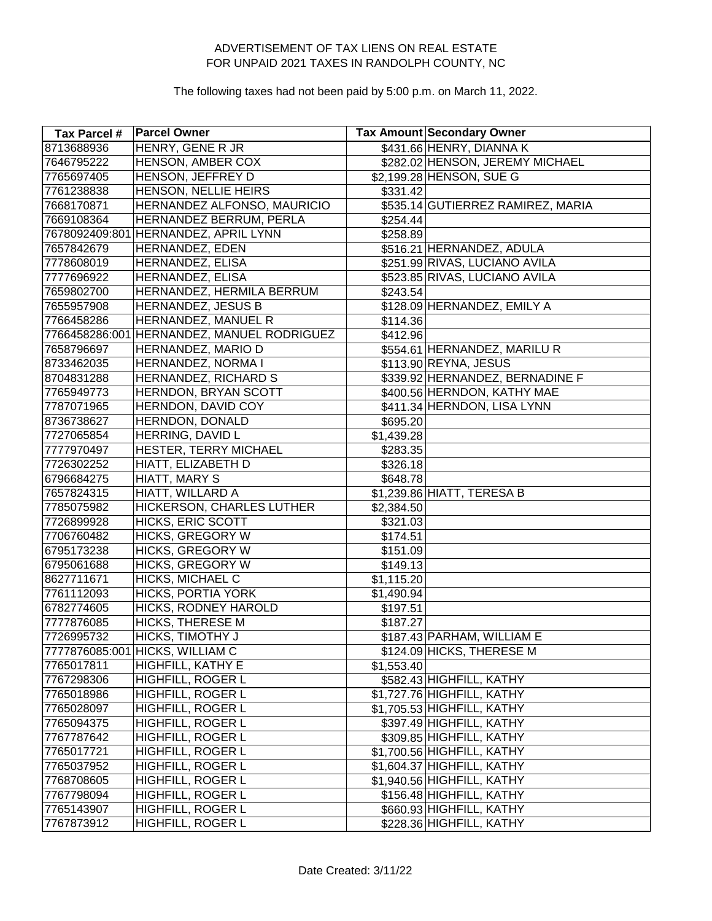ADVERTISEMENT OF TAX LIENS ON REAL ESTATE
FOR UNPAID 2021 TAXES IN RANDOLPH COUNTY, NC

The following taxes had not been paid by 5:00 p.m. on March 11, 2022.

| Tax Parcel # | Parcel Owner | Tax Amount | Secondary Owner |
|---|---|---|---|
| 8713688936 | HENRY, GENE R JR | $431.66 | HENRY, DIANNA K |
| 7646795222 | HENSON, AMBER COX | $282.02 | HENSON, JEREMY MICHAEL |
| 7765697405 | HENSON, JEFFREY D | $2,199.28 | HENSON, SUE G |
| 7761238838 | HENSON, NELLIE HEIRS | $331.42 | |
| 7668170871 | HERNANDEZ ALFONSO, MAURICIO | $535.14 | GUTIERREZ RAMIREZ, MARIA |
| 7669108364 | HERNANDEZ BERRUM, PERLA | $254.44 | |
| 7678092409:801 | HERNANDEZ, APRIL LYNN | $258.89 | |
| 7657842679 | HERNANDEZ, EDEN | $516.21 | HERNANDEZ, ADULA |
| 7778608019 | HERNANDEZ, ELISA | $251.99 | RIVAS, LUCIANO AVILA |
| 7777696922 | HERNANDEZ, ELISA | $523.85 | RIVAS, LUCIANO AVILA |
| 7659802700 | HERNANDEZ, HERMILA BERRUM | $243.54 | |
| 7655957908 | HERNANDEZ, JESUS B | $128.09 | HERNANDEZ, EMILY A |
| 7766458286 | HERNANDEZ, MANUEL R | $114.36 | |
| 7766458286:001 | HERNANDEZ, MANUEL RODRIGUEZ | $412.96 | |
| 7658796697 | HERNANDEZ, MARIO D | $554.61 | HERNANDEZ, MARILU R |
| 8733462035 | HERNANDEZ, NORMA I | $113.90 | REYNA, JESUS |
| 8704831288 | HERNANDEZ, RICHARD S | $339.92 | HERNANDEZ, BERNADINE F |
| 7765949773 | HERNDON, BRYAN SCOTT | $400.56 | HERNDON, KATHY MAE |
| 7787071965 | HERNDON, DAVID COY | $411.34 | HERNDON, LISA LYNN |
| 8736738627 | HERNDON, DONALD | $695.20 | |
| 7727065854 | HERRING, DAVID L | $1,439.28 | |
| 7777970497 | HESTER, TERRY MICHAEL | $283.35 | |
| 7726302252 | HIATT, ELIZABETH D | $326.18 | |
| 6796684275 | HIATT, MARY S | $648.78 | |
| 7657824315 | HIATT, WILLARD A | $1,239.86 | HIATT, TERESA B |
| 7785075982 | HICKERSON, CHARLES LUTHER | $2,384.50 | |
| 7726899928 | HICKS, ERIC SCOTT | $321.03 | |
| 7706760482 | HICKS, GREGORY W | $174.51 | |
| 6795173238 | HICKS, GREGORY W | $151.09 | |
| 6795061688 | HICKS, GREGORY W | $149.13 | |
| 8627711671 | HICKS, MICHAEL C | $1,115.20 | |
| 7761112093 | HICKS, PORTIA YORK | $1,490.94 | |
| 6782774605 | HICKS, RODNEY HAROLD | $197.51 | |
| 7777876085 | HICKS, THERESE M | $187.27 | |
| 7726995732 | HICKS, TIMOTHY J | $187.43 | PARHAM, WILLIAM E |
| 7777876085:001 | HICKS, WILLIAM C | $124.09 | HICKS, THERESE M |
| 7765017811 | HIGHFILL, KATHY E | $1,553.40 | |
| 7767298306 | HIGHFILL, ROGER L | $582.43 | HIGHFILL, KATHY |
| 7765018986 | HIGHFILL, ROGER L | $1,727.76 | HIGHFILL, KATHY |
| 7765028097 | HIGHFILL, ROGER L | $1,705.53 | HIGHFILL, KATHY |
| 7765094375 | HIGHFILL, ROGER L | $397.49 | HIGHFILL, KATHY |
| 7767787642 | HIGHFILL, ROGER L | $309.85 | HIGHFILL, KATHY |
| 7765017721 | HIGHFILL, ROGER L | $1,700.56 | HIGHFILL, KATHY |
| 7765037952 | HIGHFILL, ROGER L | $1,604.37 | HIGHFILL, KATHY |
| 7768708605 | HIGHFILL, ROGER L | $1,940.56 | HIGHFILL, KATHY |
| 7767798094 | HIGHFILL, ROGER L | $156.48 | HIGHFILL, KATHY |
| 7765143907 | HIGHFILL, ROGER L | $660.93 | HIGHFILL, KATHY |
| 7767873912 | HIGHFILL, ROGER L | $228.36 | HIGHFILL, KATHY |

Date Created: 3/11/22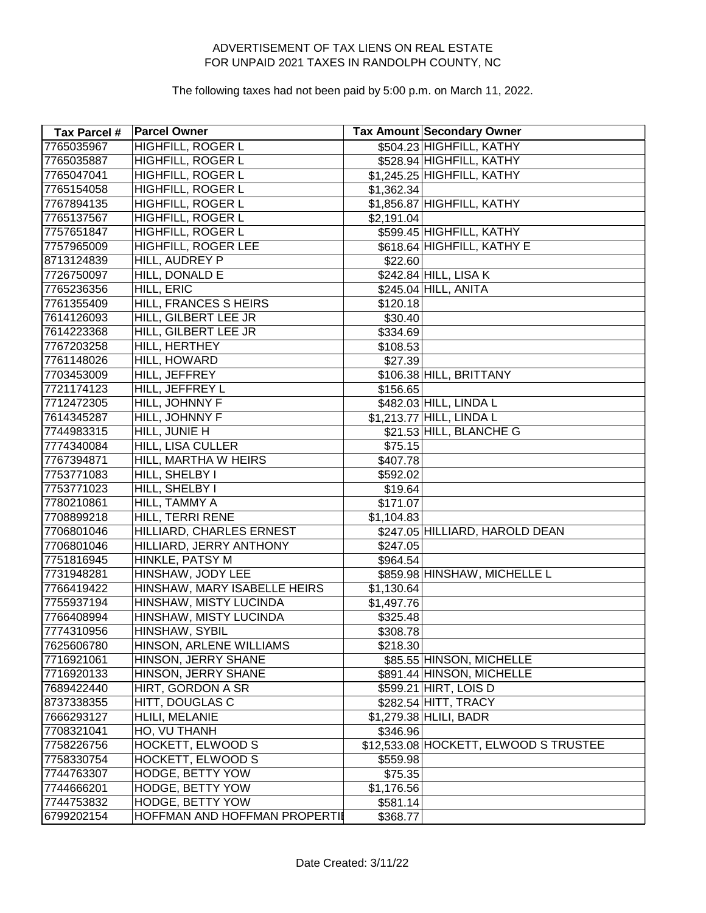ADVERTISEMENT OF TAX LIENS ON REAL ESTATE
FOR UNPAID 2021 TAXES IN RANDOLPH COUNTY, NC

The following taxes had not been paid by 5:00 p.m. on March 11, 2022.

| Tax Parcel # | Parcel Owner | Tax Amount | Secondary Owner |
|---|---|---|---|
| 7765035967 | HIGHFILL, ROGER L | $504.23 | HIGHFILL, KATHY |
| 7765035887 | HIGHFILL, ROGER L | $528.94 | HIGHFILL, KATHY |
| 7765047041 | HIGHFILL, ROGER L | $1,245.25 | HIGHFILL, KATHY |
| 7765154058 | HIGHFILL, ROGER L | $1,362.34 | |
| 7767894135 | HIGHFILL, ROGER L | $1,856.87 | HIGHFILL, KATHY |
| 7765137567 | HIGHFILL, ROGER L | $2,191.04 | |
| 7757651847 | HIGHFILL, ROGER L | $599.45 | HIGHFILL, KATHY |
| 7757965009 | HIGHFILL, ROGER LEE | $618.64 | HIGHFILL, KATHY E |
| 8713124839 | HILL, AUDREY P | $22.60 | |
| 7726750097 | HILL, DONALD E | $242.84 | HILL, LISA K |
| 7765236356 | HILL, ERIC | $245.04 | HILL, ANITA |
| 7761355409 | HILL, FRANCES S HEIRS | $120.18 | |
| 7614126093 | HILL, GILBERT LEE JR | $30.40 | |
| 7614223368 | HILL, GILBERT LEE JR | $334.69 | |
| 7767203258 | HILL, HERTHEY | $108.53 | |
| 7761148026 | HILL, HOWARD | $27.39 | |
| 7703453009 | HILL, JEFFREY | $106.38 | HILL, BRITTANY |
| 7721174123 | HILL, JEFFREY L | $156.65 | |
| 7712472305 | HILL, JOHNNY F | $482.03 | HILL, LINDA L |
| 7614345287 | HILL, JOHNNY F | $1,213.77 | HILL, LINDA L |
| 7744983315 | HILL, JUNIE H | $21.53 | HILL, BLANCHE G |
| 7774340084 | HILL, LISA CULLER | $75.15 | |
| 7767394871 | HILL, MARTHA W HEIRS | $407.78 | |
| 7753771083 | HILL, SHELBY I | $592.02 | |
| 7753771023 | HILL, SHELBY I | $19.64 | |
| 7780210861 | HILL, TAMMY A | $171.07 | |
| 7708899218 | HILL, TERRI RENE | $1,104.83 | |
| 7706801046 | HILLIARD, CHARLES ERNEST | $247.05 | HILLIARD, HAROLD DEAN |
| 7706801046 | HILLIARD, JERRY ANTHONY | $247.05 | |
| 7751816945 | HINKLE, PATSY M | $964.54 | |
| 7731948281 | HINSHAW, JODY LEE | $859.98 | HINSHAW, MICHELLE L |
| 7766419422 | HINSHAW, MARY ISABELLE HEIRS | $1,130.64 | |
| 7755937194 | HINSHAW, MISTY LUCINDA | $1,497.76 | |
| 7766408994 | HINSHAW, MISTY LUCINDA | $325.48 | |
| 7774310956 | HINSHAW, SYBIL | $308.78 | |
| 7625606780 | HINSON, ARLENE WILLIAMS | $218.30 | |
| 7716921061 | HINSON, JERRY SHANE | $85.55 | HINSON, MICHELLE |
| 7716920133 | HINSON, JERRY SHANE | $891.44 | HINSON, MICHELLE |
| 7689422440 | HIRT, GORDON A SR | $599.21 | HIRT, LOIS D |
| 8737338355 | HITT, DOUGLAS C | $282.54 | HITT, TRACY |
| 7666293127 | HLILI, MELANIE | $1,279.38 | HLILI, BADR |
| 7708321041 | HO, VU THANH | $346.96 | |
| 7758226756 | HOCKETT, ELWOOD S | $12,533.08 | HOCKETT, ELWOOD S TRUSTEE |
| 7758330754 | HOCKETT, ELWOOD S | $559.98 | |
| 7744763307 | HODGE, BETTY YOW | $75.35 | |
| 7744666201 | HODGE, BETTY YOW | $1,176.56 | |
| 7744753832 | HODGE, BETTY YOW | $581.14 | |
| 6799202154 | HOFFMAN AND HOFFMAN PROPERTIE | $368.77 | |

Date Created: 3/11/22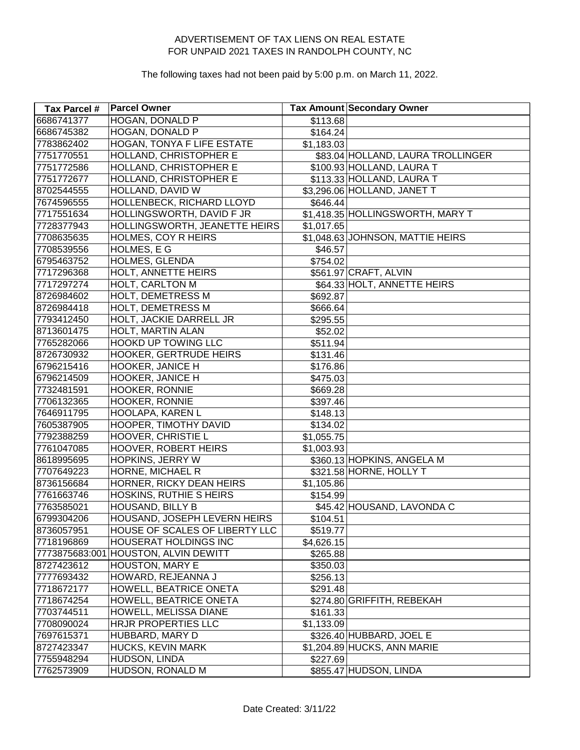ADVERTISEMENT OF TAX LIENS ON REAL ESTATE
FOR UNPAID 2021 TAXES IN RANDOLPH COUNTY, NC

The following taxes had not been paid by 5:00 p.m. on March 11, 2022.

| Tax Parcel # | Parcel Owner | Tax Amount | Secondary Owner |
|---|---|---|---|
| 6686741377 | HOGAN, DONALD P | $113.68 | |
| 6686745382 | HOGAN, DONALD P | $164.24 | |
| 7783862402 | HOGAN, TONYA F LIFE ESTATE | $1,183.03 | |
| 7751770551 | HOLLAND, CHRISTOPHER E | $83.04 | HOLLAND, LAURA TROLLINGER |
| 7751772586 | HOLLAND, CHRISTOPHER E | $100.93 | HOLLAND, LAURA T |
| 7751772677 | HOLLAND, CHRISTOPHER E | $113.33 | HOLLAND, LAURA T |
| 8702544555 | HOLLAND, DAVID W | $3,296.06 | HOLLAND, JANET T |
| 7674596555 | HOLLENBECK, RICHARD LLOYD | $646.44 | |
| 7717551634 | HOLLINGSWORTH, DAVID F JR | $1,418.35 | HOLLINGSWORTH, MARY T |
| 7728377943 | HOLLINGSWORTH, JEANETTE HEIRS | $1,017.65 | |
| 7708635635 | HOLMES, COY R HEIRS | $1,048.63 | JOHNSON, MATTIE HEIRS |
| 7708539556 | HOLMES, E G | $46.57 | |
| 6795463752 | HOLMES, GLENDA | $754.02 | |
| 7717296368 | HOLT, ANNETTE HEIRS | $561.97 | CRAFT, ALVIN |
| 7717297274 | HOLT, CARLTON M | $64.33 | HOLT, ANNETTE HEIRS |
| 8726984602 | HOLT, DEMETRESS M | $692.87 | |
| 8726984418 | HOLT, DEMETRESS M | $666.64 | |
| 7793412450 | HOLT, JACKIE DARRELL JR | $295.55 | |
| 8713601475 | HOLT, MARTIN ALAN | $52.02 | |
| 7765282066 | HOOKD UP TOWING LLC | $511.94 | |
| 8726730932 | HOOKER, GERTRUDE HEIRS | $131.46 | |
| 6796215416 | HOOKER, JANICE H | $176.86 | |
| 6796214509 | HOOKER, JANICE H | $475.03 | |
| 7732481591 | HOOKER, RONNIE | $669.28 | |
| 7706132365 | HOOKER, RONNIE | $397.46 | |
| 7646911795 | HOOLAPA, KAREN L | $148.13 | |
| 7605387905 | HOOPER, TIMOTHY DAVID | $134.02 | |
| 7792388259 | HOOVER, CHRISTIE L | $1,055.75 | |
| 7761047085 | HOOVER, ROBERT HEIRS | $1,003.93 | |
| 8618995695 | HOPKINS, JERRY W | $360.13 | HOPKINS, ANGELA M |
| 7707649223 | HORNE, MICHAEL R | $321.58 | HORNE, HOLLY T |
| 8736156684 | HORNER, RICKY DEAN HEIRS | $1,105.86 | |
| 7761663746 | HOSKINS, RUTHIE S HEIRS | $154.99 | |
| 7763585021 | HOUSAND, BILLY B | $45.42 | HOUSAND, LAVONDA C |
| 6799304206 | HOUSAND, JOSEPH LEVERN HEIRS | $104.51 | |
| 8736057951 | HOUSE OF SCALES OF LIBERTY LLC | $519.77 | |
| 7718196869 | HOUSERAT HOLDINGS INC | $4,626.15 | |
| 7773875683:001 | HOUSTON, ALVIN DEWITT | $265.88 | |
| 8727423612 | HOUSTON, MARY E | $350.03 | |
| 7777693432 | HOWARD, REJEANNA J | $256.13 | |
| 7718672177 | HOWELL, BEATRICE ONETA | $291.48 | |
| 7718674254 | HOWELL, BEATRICE ONETA | $274.80 | GRIFFITH, REBEKAH |
| 7703744511 | HOWELL, MELISSA DIANE | $161.33 | |
| 7708090024 | HRJR PROPERTIES LLC | $1,133.09 | |
| 7697615371 | HUBBARD, MARY D | $326.40 | HUBBARD, JOEL E |
| 8727423347 | HUCKS, KEVIN MARK | $1,204.89 | HUCKS, ANN MARIE |
| 7755948294 | HUDSON, LINDA | $227.69 | |
| 7762573909 | HUDSON, RONALD M | $855.47 | HUDSON, LINDA |

Date Created: 3/11/22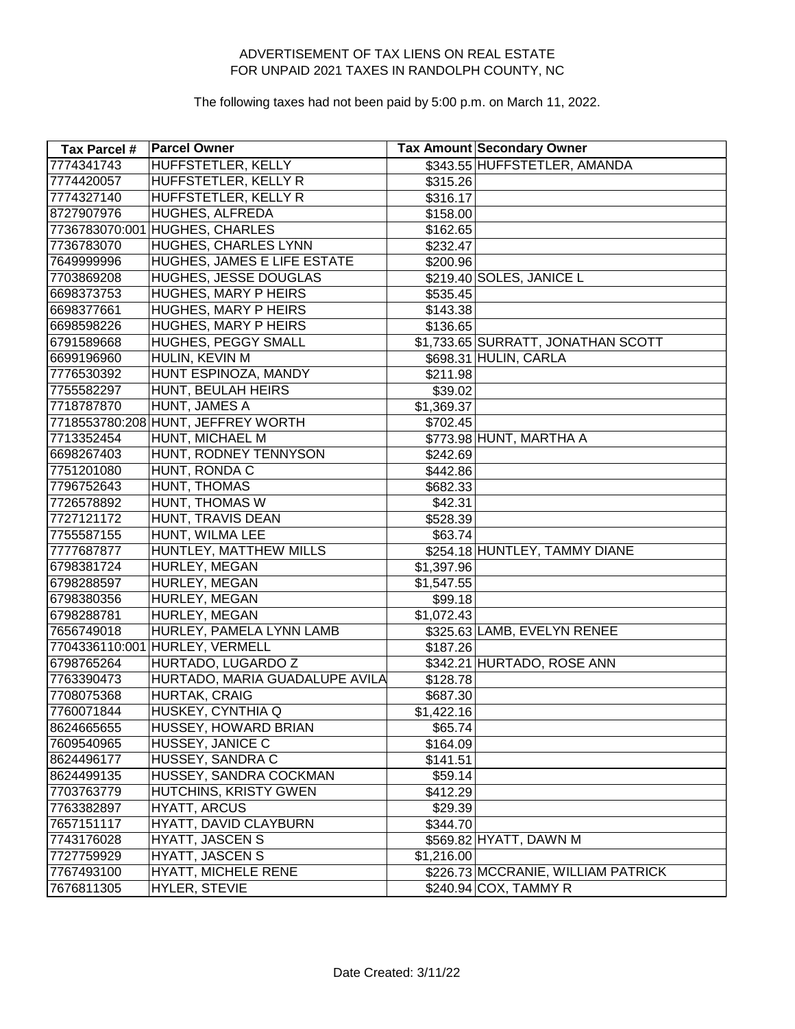ADVERTISEMENT OF TAX LIENS ON REAL ESTATE
FOR UNPAID 2021 TAXES IN RANDOLPH COUNTY, NC

The following taxes had not been paid by 5:00 p.m. on March 11, 2022.

| Tax Parcel # | Parcel Owner | Tax Amount | Secondary Owner |
|---|---|---|---|
| 7774341743 | HUFFSTETLER, KELLY | $343.55 | HUFFSTETLER, AMANDA |
| 7774420057 | HUFFSTETLER, KELLY R | $315.26 | |
| 7774327140 | HUFFSTETLER, KELLY R | $316.17 | |
| 8727907976 | HUGHES, ALFREDA | $158.00 | |
| 7736783070:001 | HUGHES, CHARLES | $162.65 | |
| 7736783070 | HUGHES, CHARLES LYNN | $232.47 | |
| 7649999996 | HUGHES, JAMES E LIFE ESTATE | $200.96 | |
| 7703869208 | HUGHES, JESSE DOUGLAS | $219.40 | SOLES, JANICE L |
| 6698373753 | HUGHES, MARY P HEIRS | $535.45 | |
| 6698377661 | HUGHES, MARY P HEIRS | $143.38 | |
| 6698598226 | HUGHES, MARY P HEIRS | $136.65 | |
| 6791589668 | HUGHES, PEGGY SMALL | $1,733.65 | SURRATT, JONATHAN SCOTT |
| 6699196960 | HULIN, KEVIN M | $698.31 | HULIN, CARLA |
| 7776530392 | HUNT ESPINOZA, MANDY | $211.98 | |
| 7755582297 | HUNT, BEULAH HEIRS | $39.02 | |
| 7718787870 | HUNT, JAMES A | $1,369.37 | |
| 7718553780:208 | HUNT, JEFFREY WORTH | $702.45 | |
| 7713352454 | HUNT, MICHAEL M | $773.98 | HUNT, MARTHA A |
| 6698267403 | HUNT, RODNEY TENNYSON | $242.69 | |
| 7751201080 | HUNT, RONDA C | $442.86 | |
| 7796752643 | HUNT, THOMAS | $682.33 | |
| 7726578892 | HUNT, THOMAS W | $42.31 | |
| 7727121172 | HUNT, TRAVIS DEAN | $528.39 | |
| 7755587155 | HUNT, WILMA LEE | $63.74 | |
| 7777687877 | HUNTLEY, MATTHEW MILLS | $254.18 | HUNTLEY, TAMMY DIANE |
| 6798381724 | HURLEY, MEGAN | $1,397.96 | |
| 6798288597 | HURLEY, MEGAN | $1,547.55 | |
| 6798380356 | HURLEY, MEGAN | $99.18 | |
| 6798288781 | HURLEY, MEGAN | $1,072.43 | |
| 7656749018 | HURLEY, PAMELA LYNN LAMB | $325.63 | LAMB, EVELYN RENEE |
| 7704336110:001 | HURLEY, VERMELL | $187.26 | |
| 6798765264 | HURTADO, LUGARDO Z | $342.21 | HURTADO, ROSE ANN |
| 7763390473 | HURTADO, MARIA GUADALUPE AVILA | $128.78 | |
| 7708075368 | HURTAK, CRAIG | $687.30 | |
| 7760071844 | HUSKEY, CYNTHIA Q | $1,422.16 | |
| 8624665655 | HUSSEY, HOWARD BRIAN | $65.74 | |
| 7609540965 | HUSSEY, JANICE C | $164.09 | |
| 8624496177 | HUSSEY, SANDRA C | $141.51 | |
| 8624499135 | HUSSEY, SANDRA COCKMAN | $59.14 | |
| 7703763779 | HUTCHINS, KRISTY GWEN | $412.29 | |
| 7763382897 | HYATT, ARCUS | $29.39 | |
| 7657151117 | HYATT, DAVID CLAYBURN | $344.70 | |
| 7743176028 | HYATT, JASCEN S | $569.82 | HYATT, DAWN M |
| 7727759929 | HYATT, JASCEN S | $1,216.00 | |
| 7767493100 | HYATT, MICHELE RENE | $226.73 | MCCRANIE, WILLIAM PATRICK |
| 7676811305 | HYLER, STEVIE | $240.94 | COX, TAMMY R |

Date Created: 3/11/22